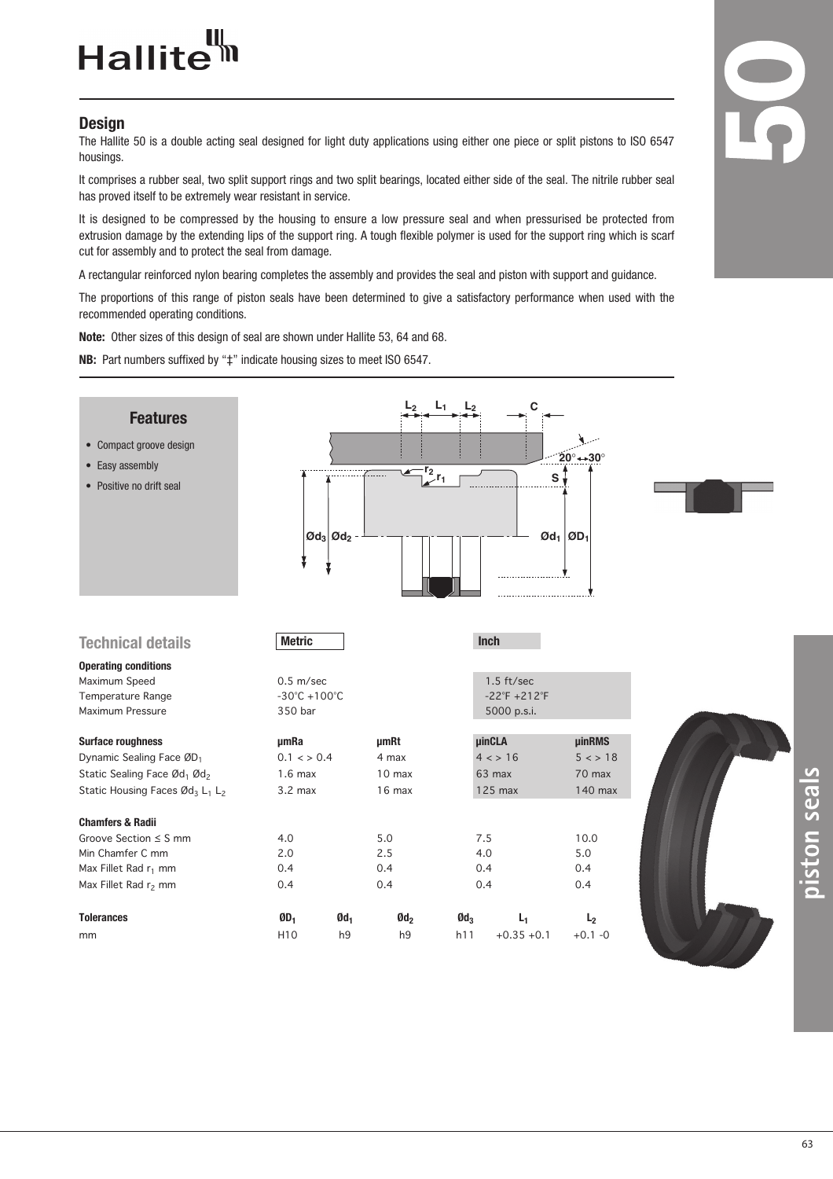Hallite

## Design

The Hallite 50 is a double acting seal designed for light duty applications using either one piece or split pistons to ISO 6547 housings.

It comprises a rubber seal, two split support rings and two split bearings, located either side of the seal. The nitrile rubber seal has proved itself to be extremely wear resistant in service.

It is designed to be compressed by the housing to ensure a low pressure seal and when pressurised be protected from extrusion damage by the extending lips of the support ring. A tough flexible polymer is used for the support ring which is scarf cut for assembly and to protect the seal from damage.

A rectangular reinforced nylon bearing completes the assembly and provides the seal and piston with support and guidance.

The proportions of this range of piston seals have been determined to give a satisfactory performance when used with the recommended operating conditions.

**Note:** Other sizes of this design of seal are shown under Hallite 53, 64 and 68.

**NB:** Part numbers suffixed by "‡" indicate housing sizes to meet ISO 6547.

### Features

- Compact groove design
- Easy assembly
- Positive no drift seal

## Technical details

| | Metric | | Inch | |
|---|---|---|---|---|
| **Operating conditions** | | | | |
| Maximum Speed | 0.5 m/sec | | 1.5 ft/sec | |
| Temperature Range | -30°C +100°C | | -22°F +212°F | |
| Maximum Pressure | 350 bar | | 5000 p.s.i. | |
| **Surface roughness** | **µmRa** | **µmRt** | **µinCLA** | **µinRMS** |
| Dynamic Sealing Face $ØD_1$ | 0.1 < > 0.4 | 4 max | 4 < > 16 | 5 < > 18 |
| Static Sealing Face $Ød_1$ $Ød_2$ | 1.6 max | 10 max | 63 max | 70 max |
| Static Housing Faces $Ød_3$ $L_1$ $L_2$ | 3.2 max | 16 max | 125 max | 140 max |
| **Chamfers & Radii** | | | | |
| Groove Section ≤ S mm | 4.0 | 5.0 | 7.5 | 10.0 |
| Min Chamfer C mm | 2.0 | 2.5 | 4.0 | 5.0 |
| Max Fillet Rad $r_1$ mm | 0.4 | 0.4 | 0.4 | 0.4 |
| Max Fillet Rad $r_2$ mm | 0.4 | 0.4 | 0.4 | 0.4 |

| Tolerances | $ØD_1$ | $Ød_1$ | $Ød_2$ | $Ød_3$ | $L_1$ | $L_2$ |
|---|---|---|---|---|---|---|
| mm | H10 | h9 | h9 | h11 | +0.35 +0.1 | +0.1 -0 |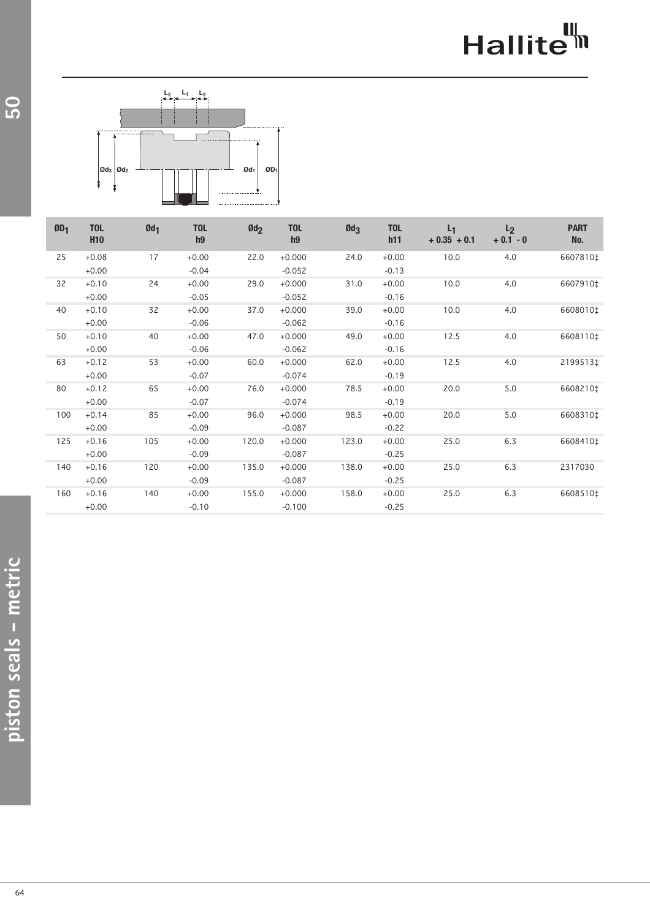| $ØD_1$ | TOL H10 | $Ød_1$ | TOL h9 | $Ød_2$ | TOL h9 | $Ød_3$ | TOL h11 | $L_1$ + 0.35 + 0.1 | $L_2$ + 0.1 - 0 | PART No. |
|---|---|---|---|---|---|---|---|---|---|---|
| 25 | +0.08 +0.00 | 17 | +0.00 -0.04 | 22.0 | +0.000 -0.052 | 24.0 | +0.00 -0.13 | 10.0 | 4.0 | 6607810‡ |
| 32 | +0.10 +0.00 | 24 | +0.00 -0.05 | 29.0 | +0.000 -0.052 | 31.0 | +0.00 -0.16 | 10.0 | 4.0 | 6607910‡ |
| 40 | +0.10 +0.00 | 32 | +0.00 -0.06 | 37.0 | +0.000 -0.062 | 39.0 | +0.00 -0.16 | 10.0 | 4.0 | 6608010‡ |
| 50 | +0.10 +0.00 | 40 | +0.00 -0.06 | 47.0 | +0.000 -0.062 | 49.0 | +0.00 -0.16 | 12.5 | 4.0 | 6608110‡ |
| 63 | +0.12 +0.00 | 53 | +0.00 -0.07 | 60.0 | +0.000 -0.074 | 62.0 | +0.00 -0.19 | 12.5 | 4.0 | 2199513‡ |
| 80 | +0.12 +0.00 | 65 | +0.00 -0.07 | 76.0 | +0.000 -0.074 | 78.5 | +0.00 -0.19 | 20.0 | 5.0 | 6608210‡ |
| 100 | +0.14 +0.00 | 85 | +0.00 -0.09 | 96.0 | +0.000 -0.087 | 98.5 | +0.00 -0.22 | 20.0 | 5.0 | 6608310‡ |
| 125 | +0.16 +0.00 | 105 | +0.00 -0.09 | 120.0 | +0.000 -0.087 | 123.0 | +0.00 -0.25 | 25.0 | 6.3 | 6608410‡ |
| 140 | +0.16 +0.00 | 120 | +0.00 -0.09 | 135.0 | +0.000 -0.087 | 138.0 | +0.00 -0.25 | 25.0 | 6.3 | 2317030 |
| 160 | +0.16 +0.00 | 140 | +0.00 -0.10 | 155.0 | +0.000 -0.100 | 158.0 | +0.00 -0.25 | 25.0 | 6.3 | 6608510‡ |